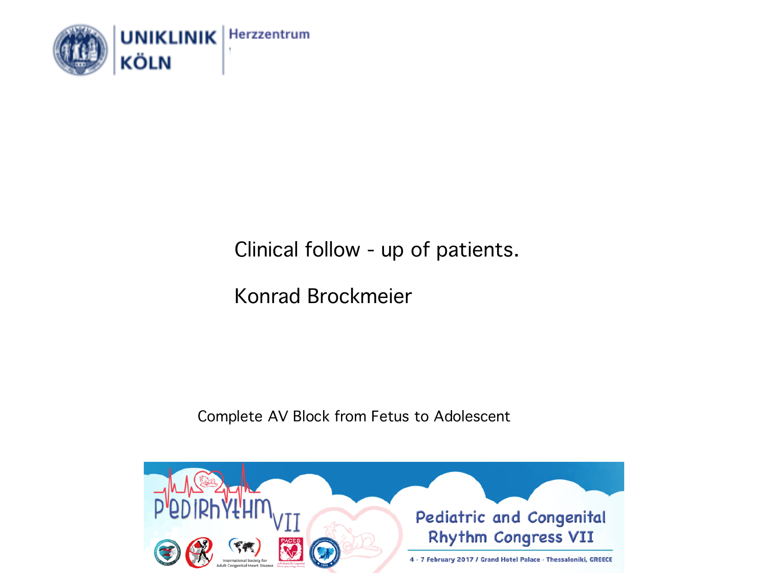UNIKLINIK KÖLN | Herzzentrum

# Clinical follow - up of patients.

Konrad Brockmeier

Complete AV Block from Fetus to Adolescent

PEDIRHYTHM VII

Pediatric and Congenital Rhythm Congress VII

4 - 7 February 2017 / Grand Hotel Palace - Thessaloniki, GREECE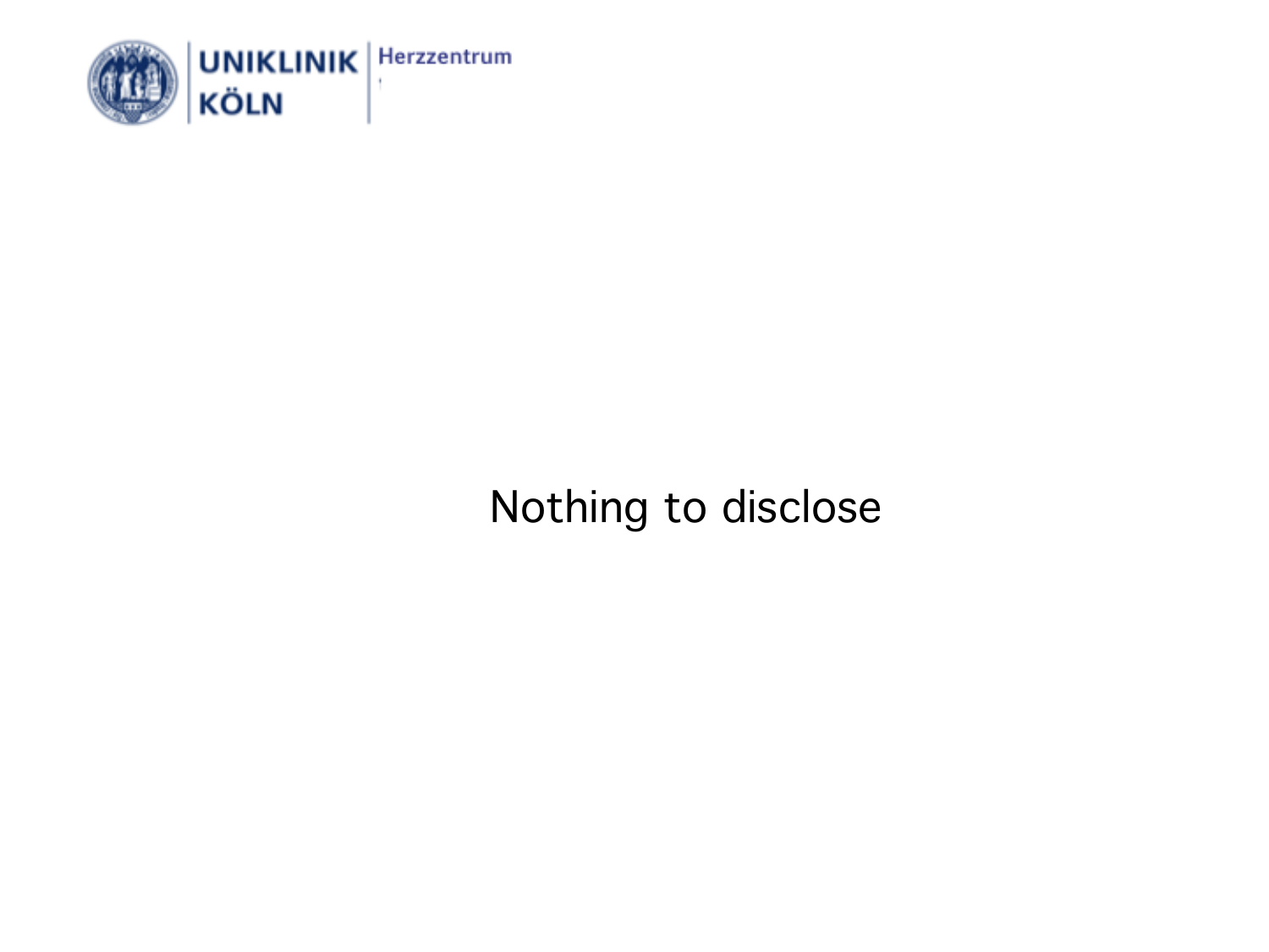Nothing to disclose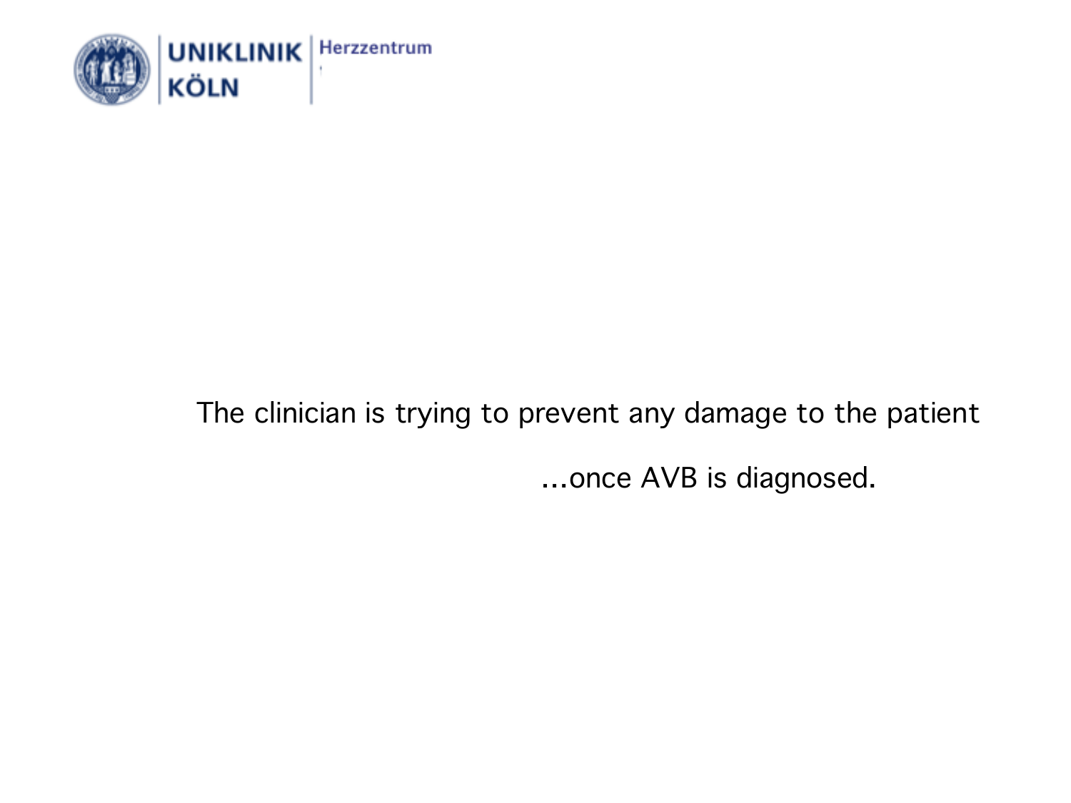The clinician is trying to prevent any damage to the patient

...once AVB is diagnosed.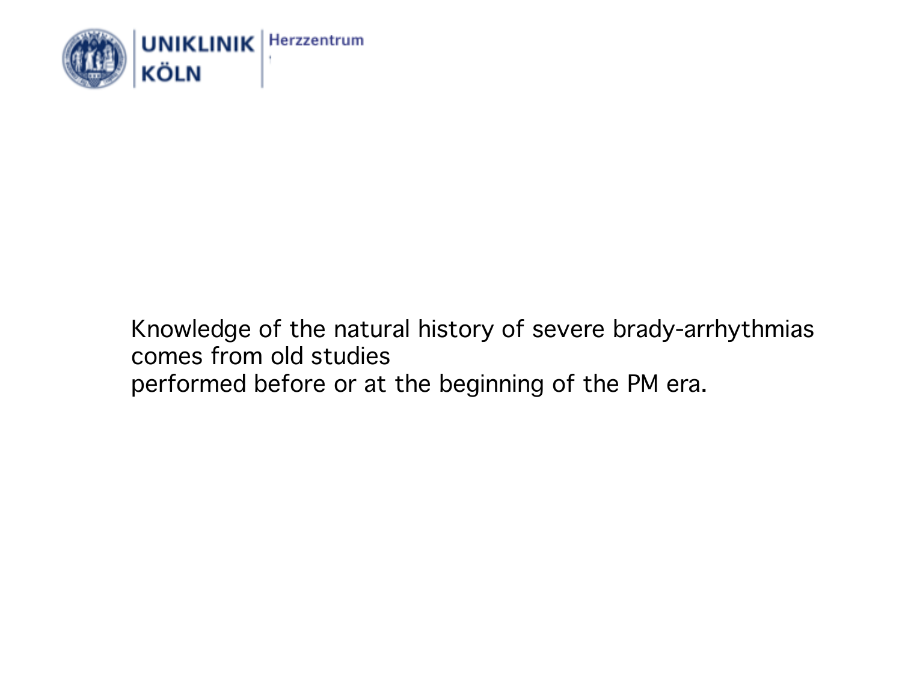Knowledge of the natural history of severe brady-arrhythmias comes from old studies
performed before or at the beginning of the PM era.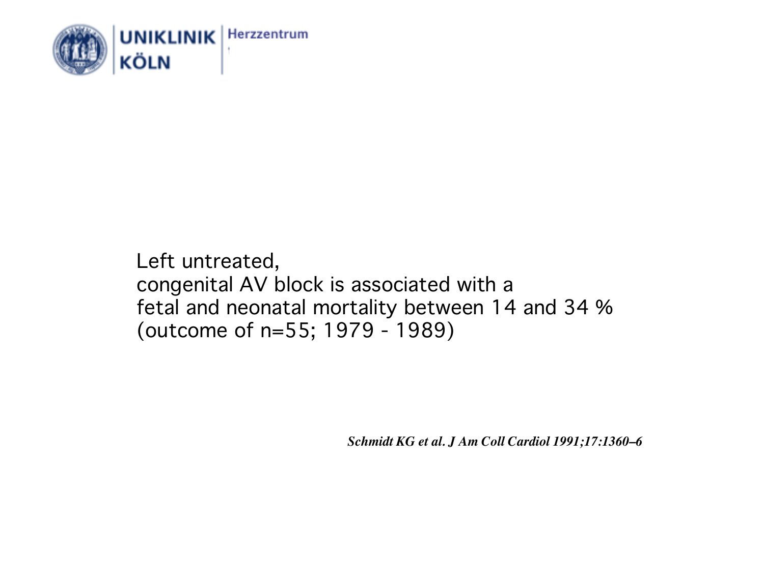Left untreated,
congenital AV block is associated with a
fetal and neonatal mortality between 14 and 34 %
(outcome of n=55; 1979 - 1989)

*Schmidt KG et al. J Am Coll Cardiol 1991;17:1360–6*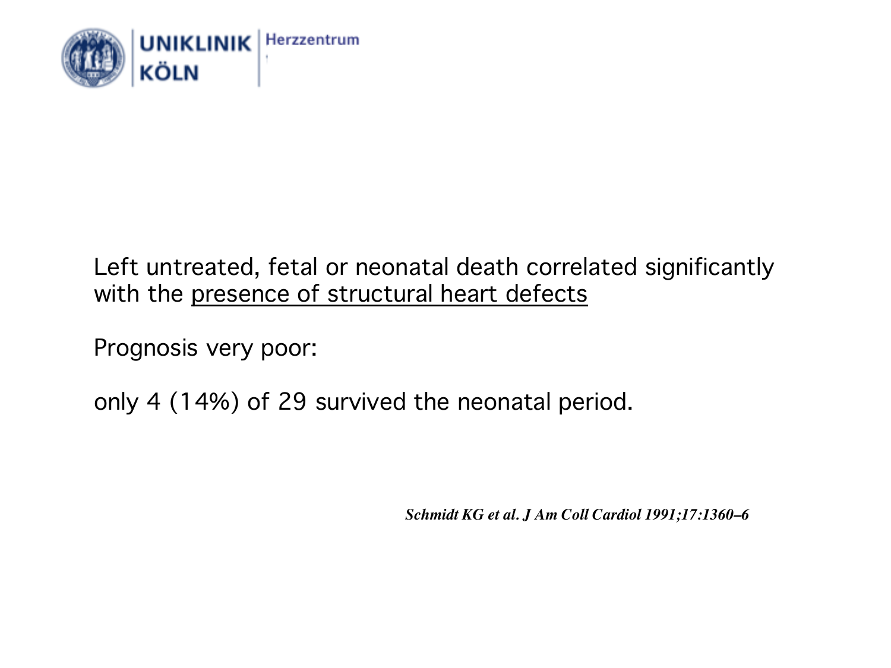Left untreated, fetal or neonatal death correlated significantly with the <u>presence of structural heart defects</u>

Prognosis very poor:

only 4 (14%) of 29 survived the neonatal period.

*Schmidt KG et al. J Am Coll Cardiol 1991;17:1360–6*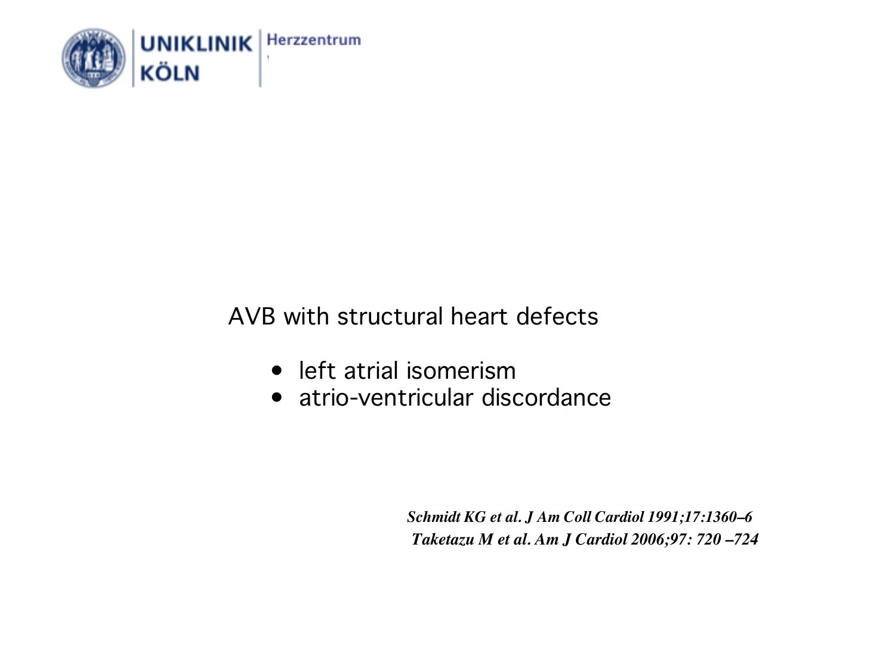AVB with structural heart defects

- left atrial isomerism
- atrio-ventricular discordance

*Schmidt KG et al. J Am Coll Cardiol 1991;17:1360–6*
*Taketazu M et al. Am J Cardiol 2006;97: 720 –724*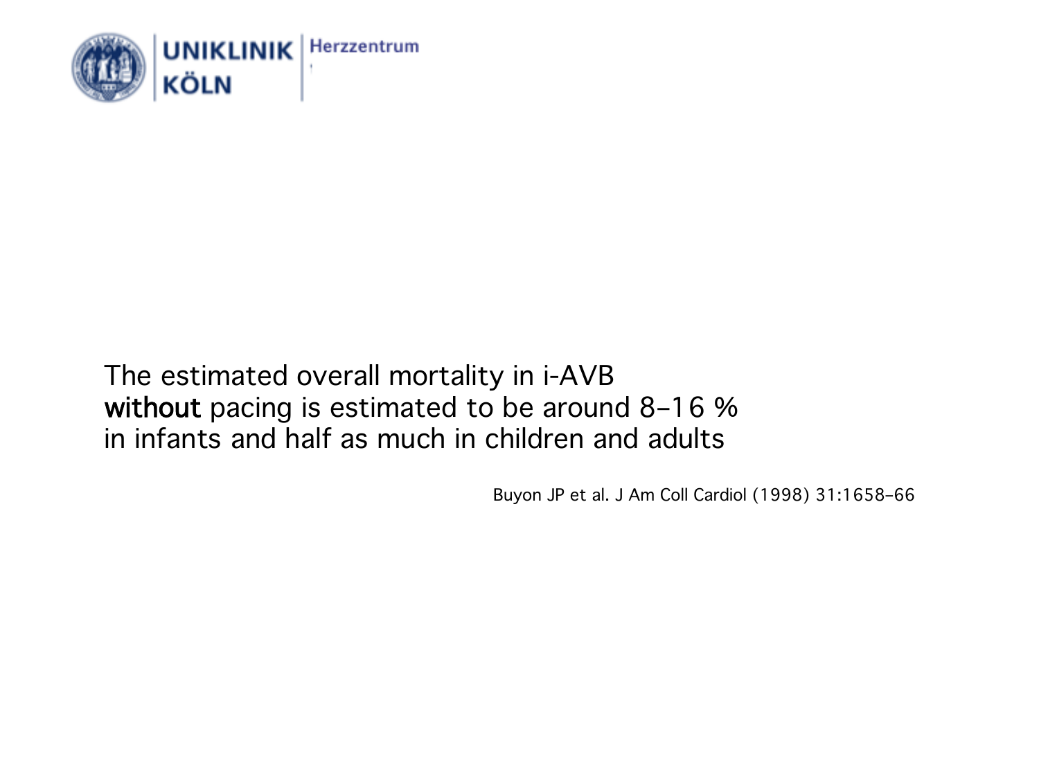The estimated overall mortality in i-AVB **without** pacing is estimated to be around 8–16 % in infants and half as much in children and adults

Buyon JP et al. J Am Coll Cardiol (1998) 31:1658–66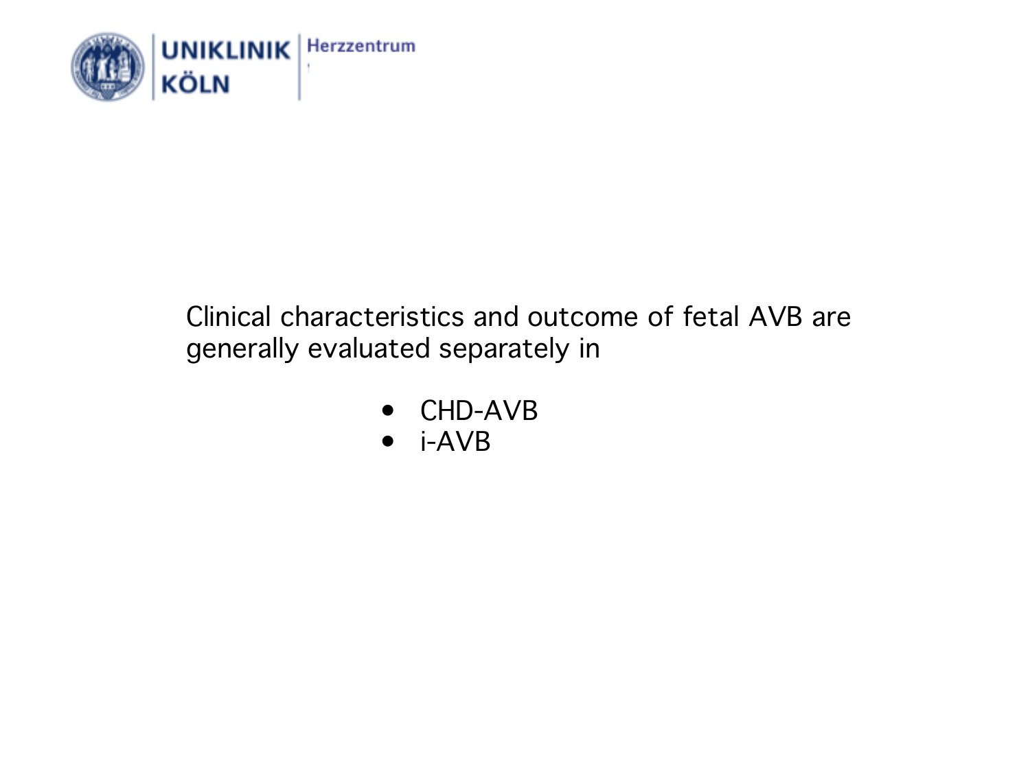Clinical characteristics and outcome of fetal AVB are generally evaluated separately in

- CHD-AVB
- i-AVB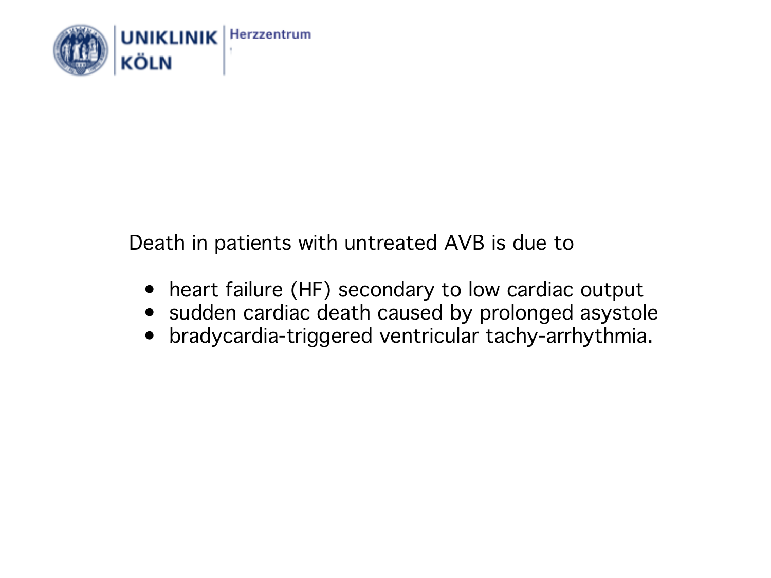Death in patients with untreated AVB is due to

- heart failure (HF) secondary to low cardiac output
- sudden cardiac death caused by prolonged asystole
- bradycardia-triggered ventricular tachy-arrhythmia.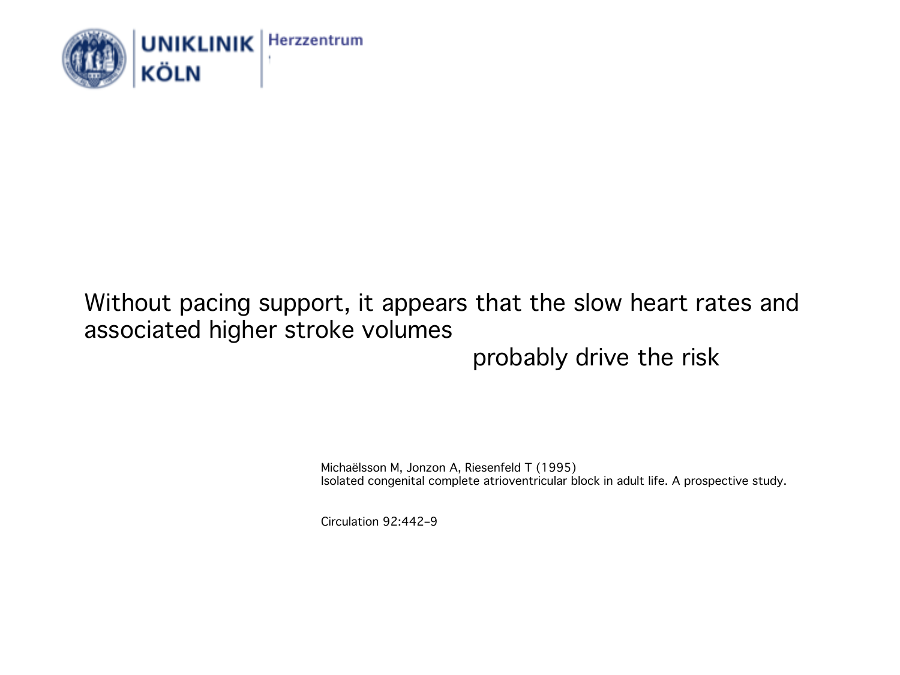Without pacing support, it appears that the slow heart rates and associated higher stroke volumes

probably drive the risk

Michaëlsson M, Jonzon A, Riesenfeld T (1995)
Isolated congenital complete atrioventricular block in adult life. A prospective study.

Circulation 92:442–9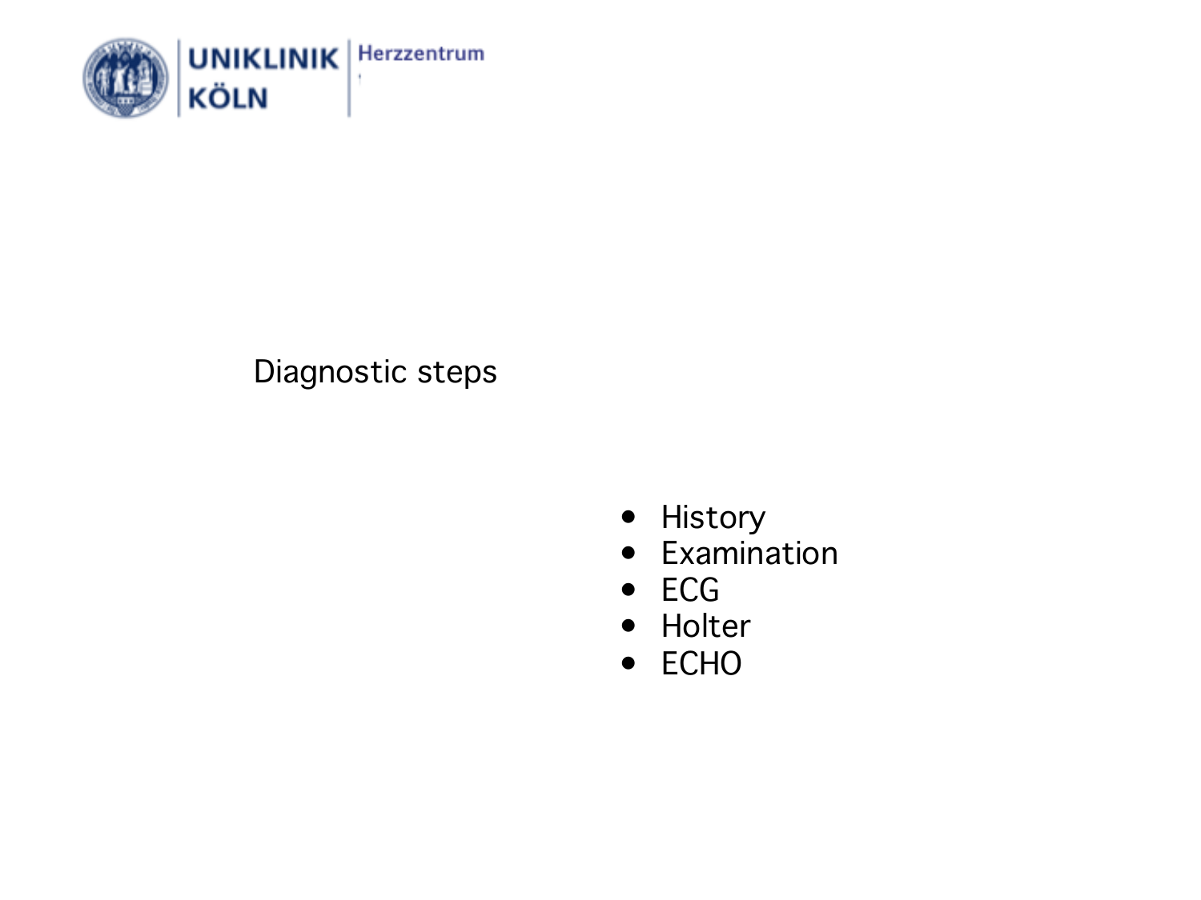## Diagnostic steps

- History
- Examination
- ECG
- Holter
- ECHO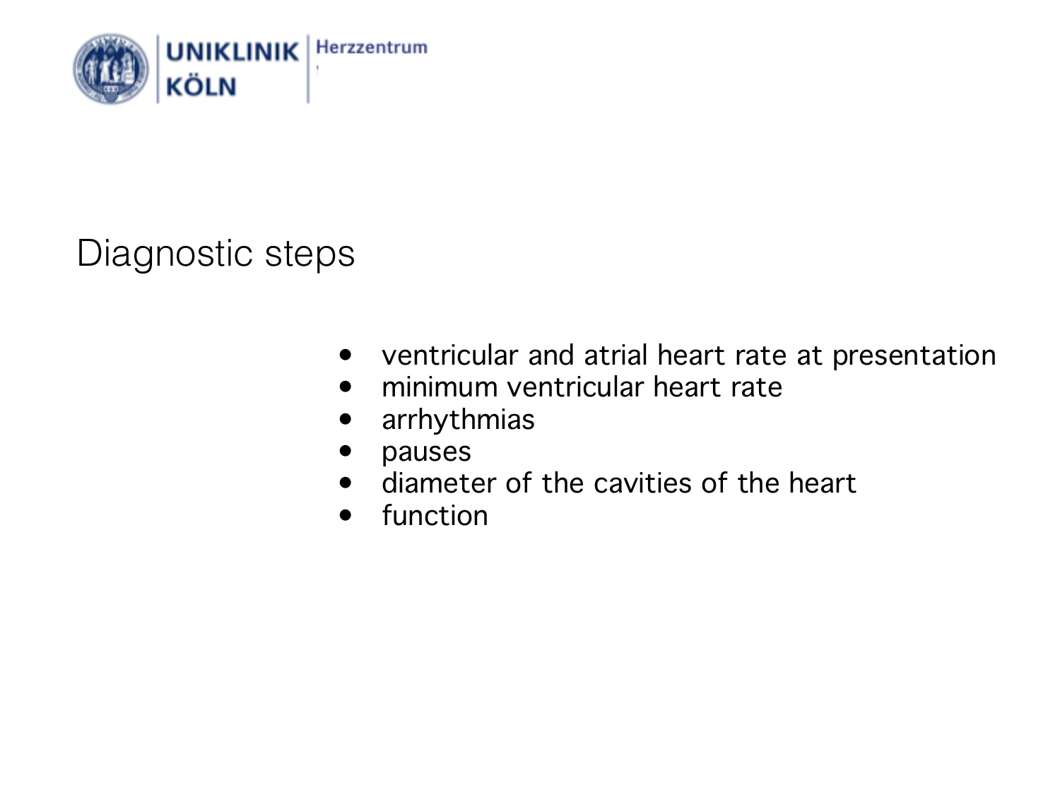# Diagnostic steps

- ventricular and atrial heart rate at presentation
- minimum ventricular heart rate
- arrhythmias
- pauses
- diameter of the cavities of the heart
- function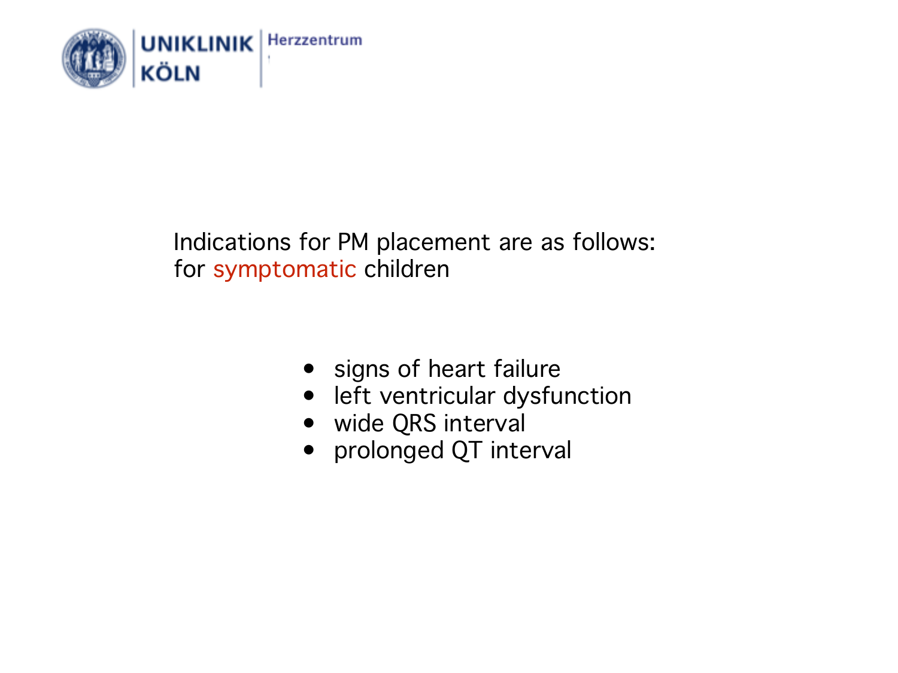Indications for PM placement are as follows:
for symptomatic children

- signs of heart failure
- left ventricular dysfunction
- wide QRS interval
- prolonged QT interval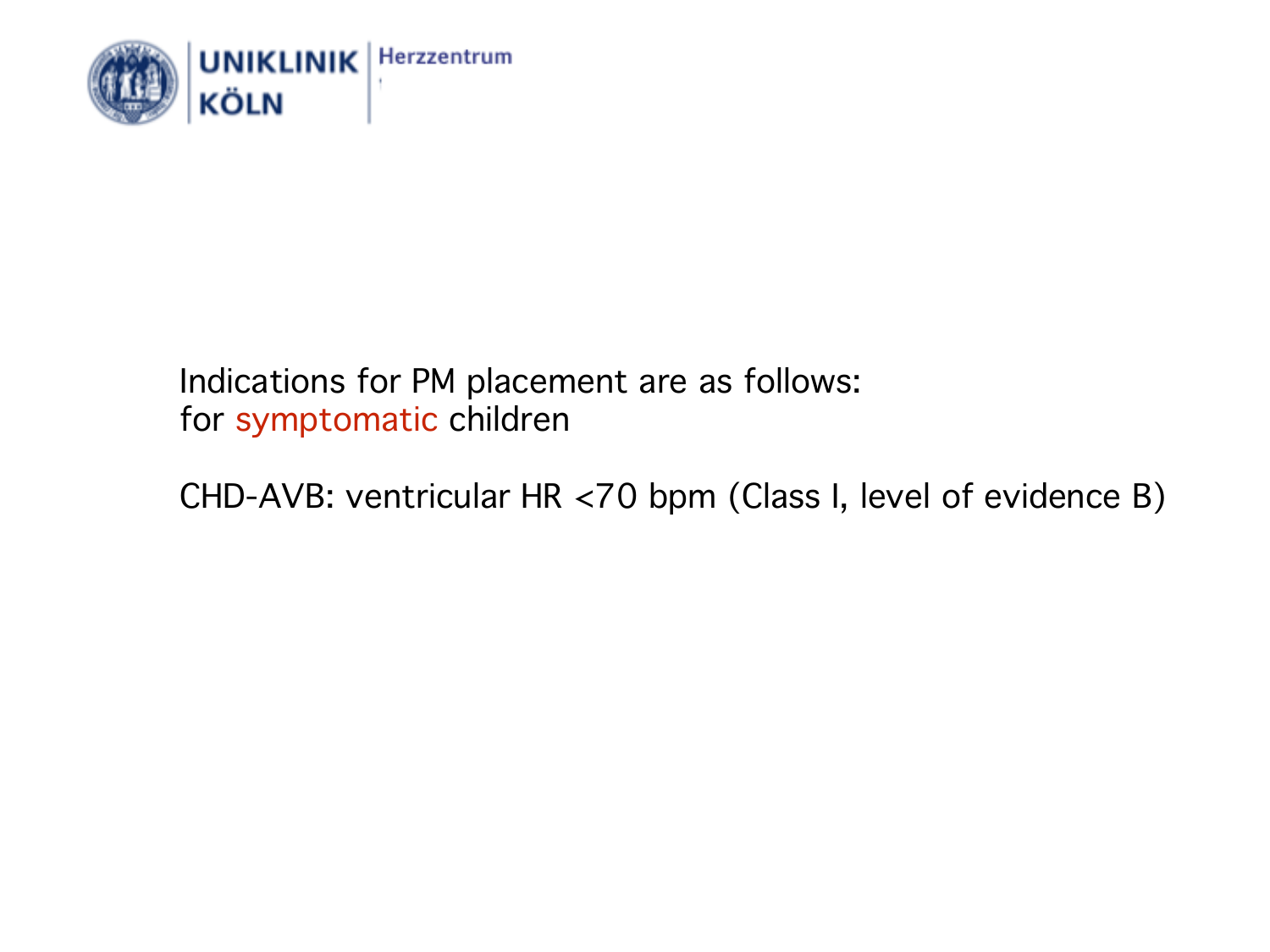Indications for PM placement are as follows:
for symptomatic children

CHD-AVB: ventricular HR <70 bpm (Class I, level of evidence B)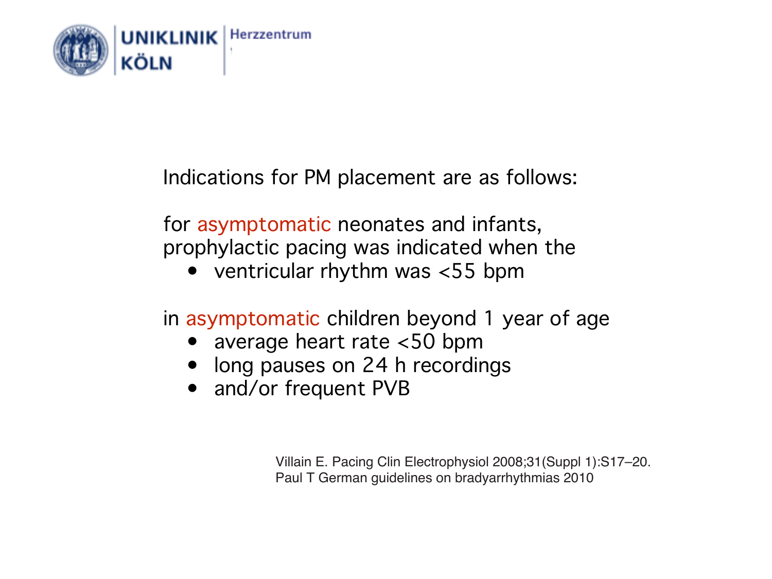Indications for PM placement are as follows:

for asymptomatic neonates and infants, prophylactic pacing was indicated when the

- ventricular rhythm was <55 bpm

in asymptomatic children beyond 1 year of age

- average heart rate <50 bpm
- long pauses on 24 h recordings
- and/or frequent PVB

Villain E. Pacing Clin Electrophysiol 2008;31(Suppl 1):S17–20.
Paul T German guidelines on bradyarrhythmias 2010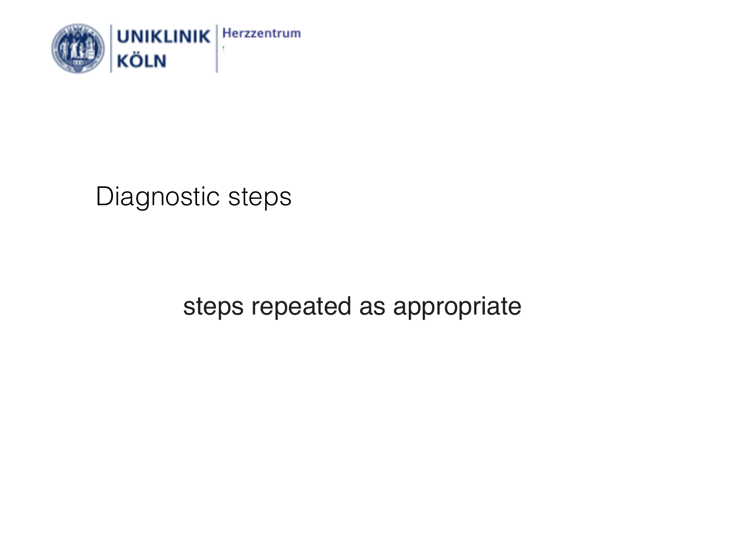# Diagnostic steps

steps repeated as appropriate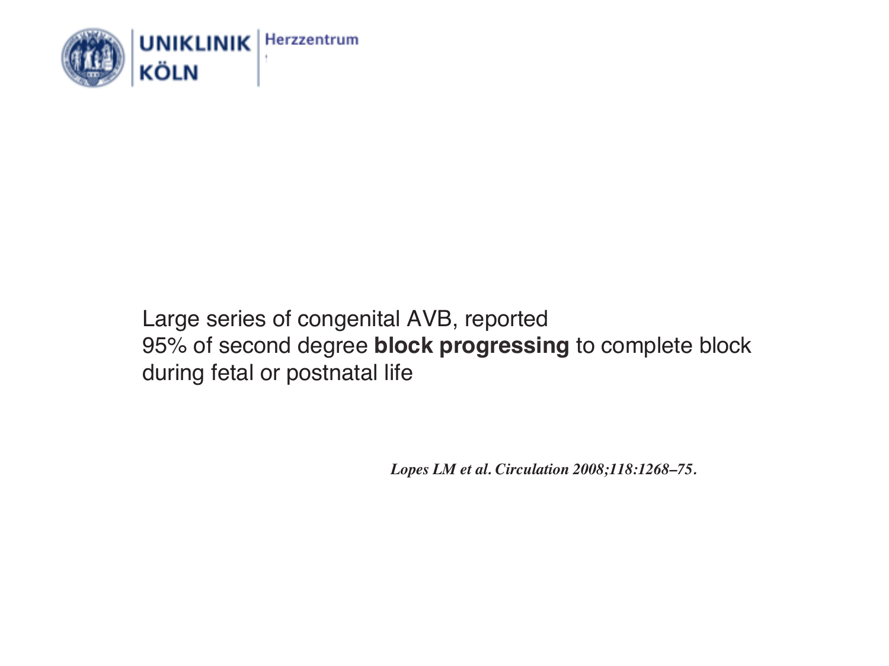Large series of congenital AVB, reported
95% of second degree **block progressing** to complete block during fetal or postnatal life

*Lopes LM et al. Circulation 2008;118:1268–75.*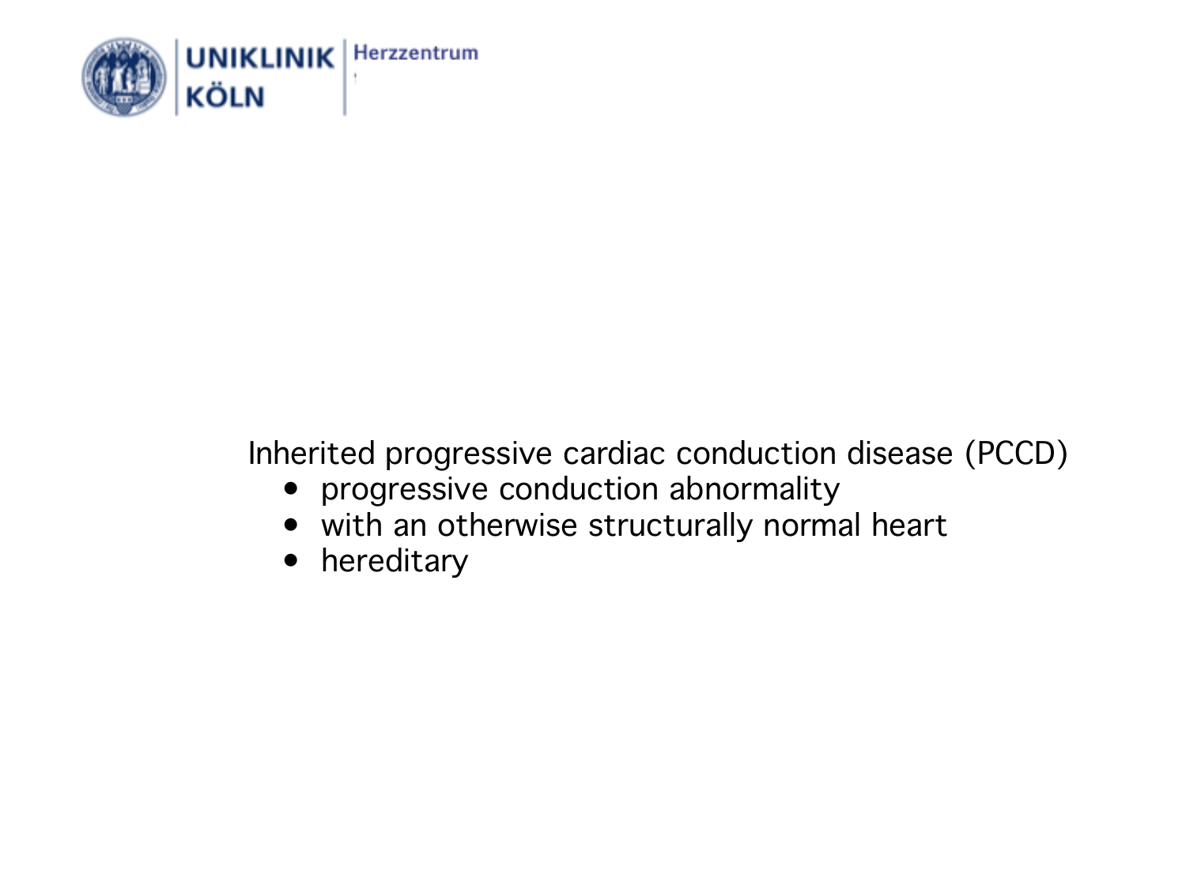Inherited progressive cardiac conduction disease (PCCD)

- progressive conduction abnormality
- with an otherwise structurally normal heart
- hereditary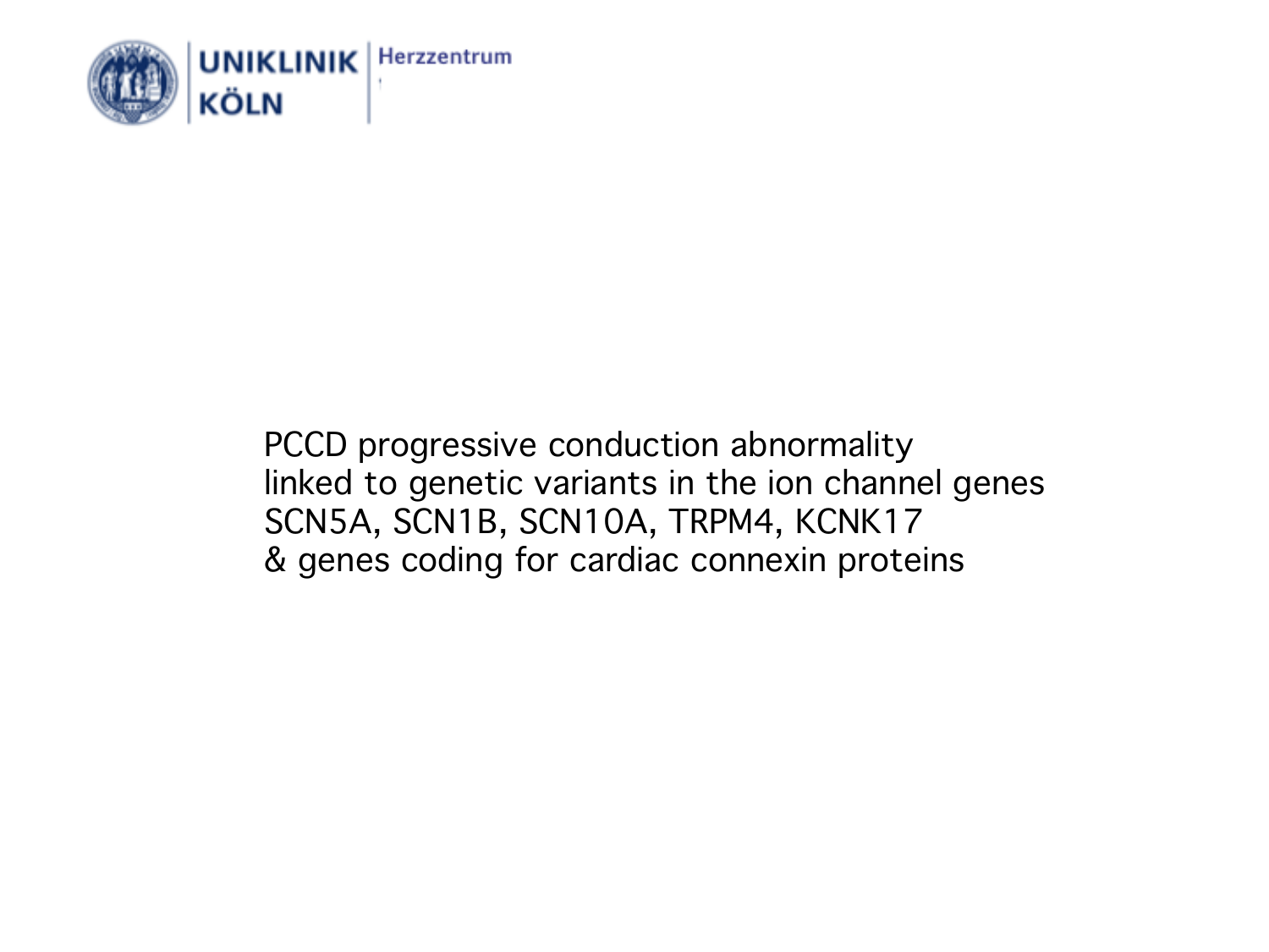PCCD progressive conduction abnormality
linked to genetic variants in the ion channel genes
SCN5A, SCN1B, SCN10A, TRPM4, KCNK17
& genes coding for cardiac connexin proteins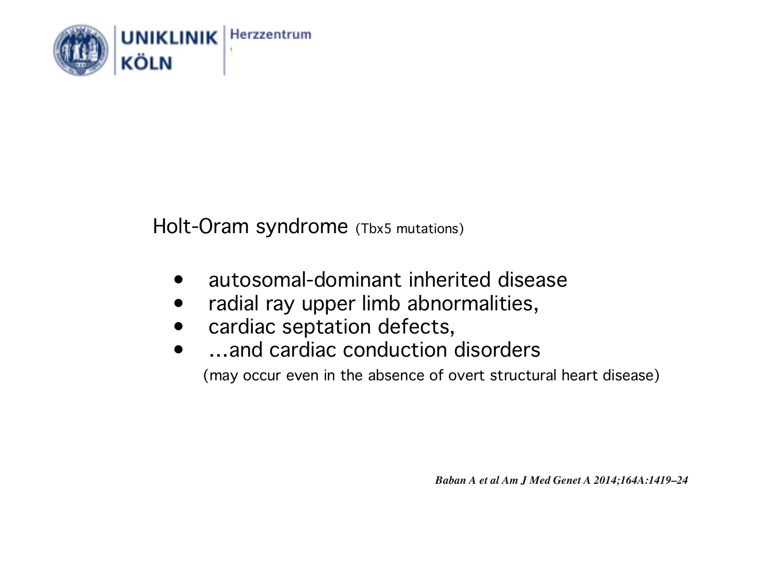Holt-Oram syndrome (Tbx5 mutations)

- autosomal-dominant inherited disease
- radial ray upper limb abnormalities,
- cardiac septation defects,
- ...and cardiac conduction disorders

  (may occur even in the absence of overt structural heart disease)

***Baban A et al Am J Med Genet A 2014;164A:1419–24***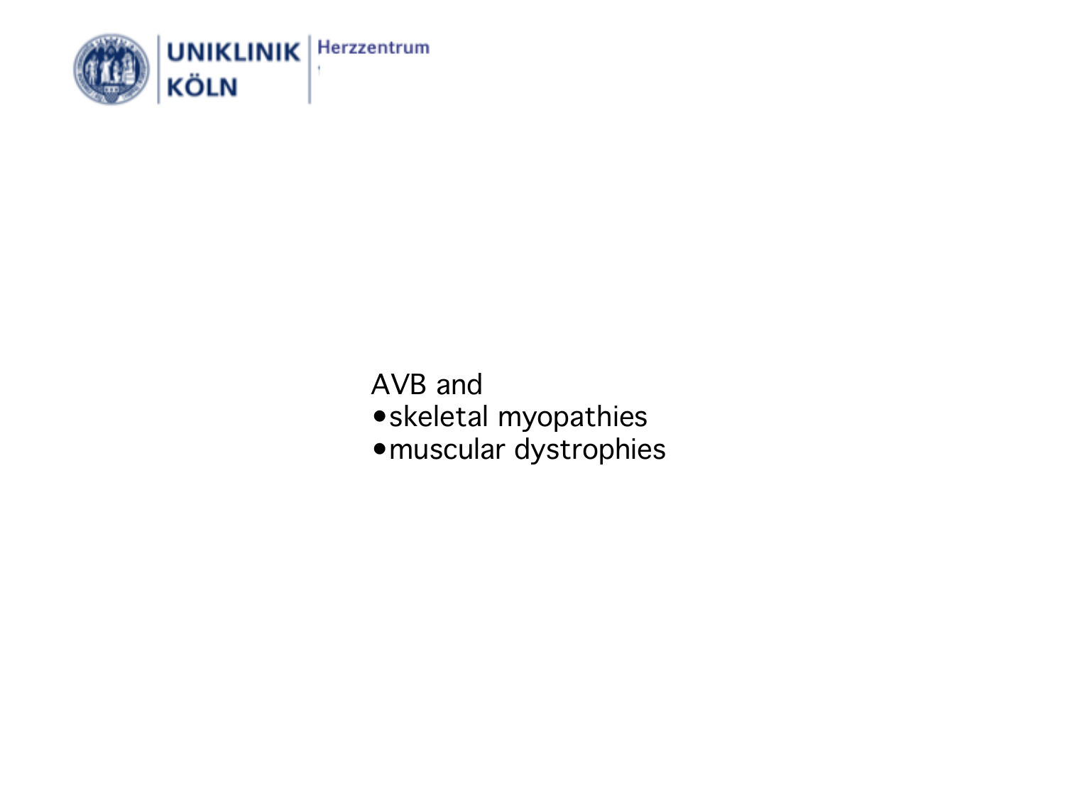AVB and

- skeletal myopathies
- muscular dystrophies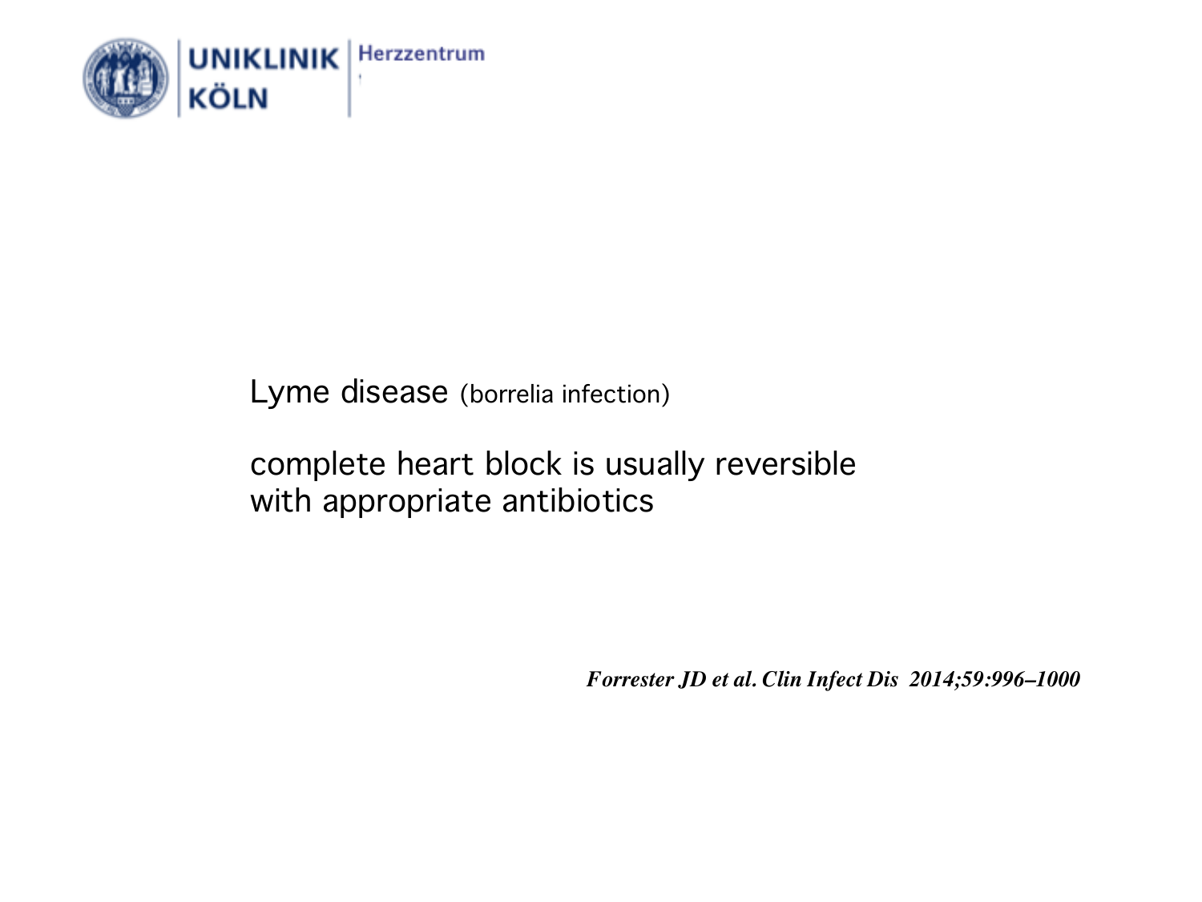Lyme disease (borrelia infection)

complete heart block is usually reversible with appropriate antibiotics

*Forrester JD et al. Clin Infect Dis 2014;59:996–1000*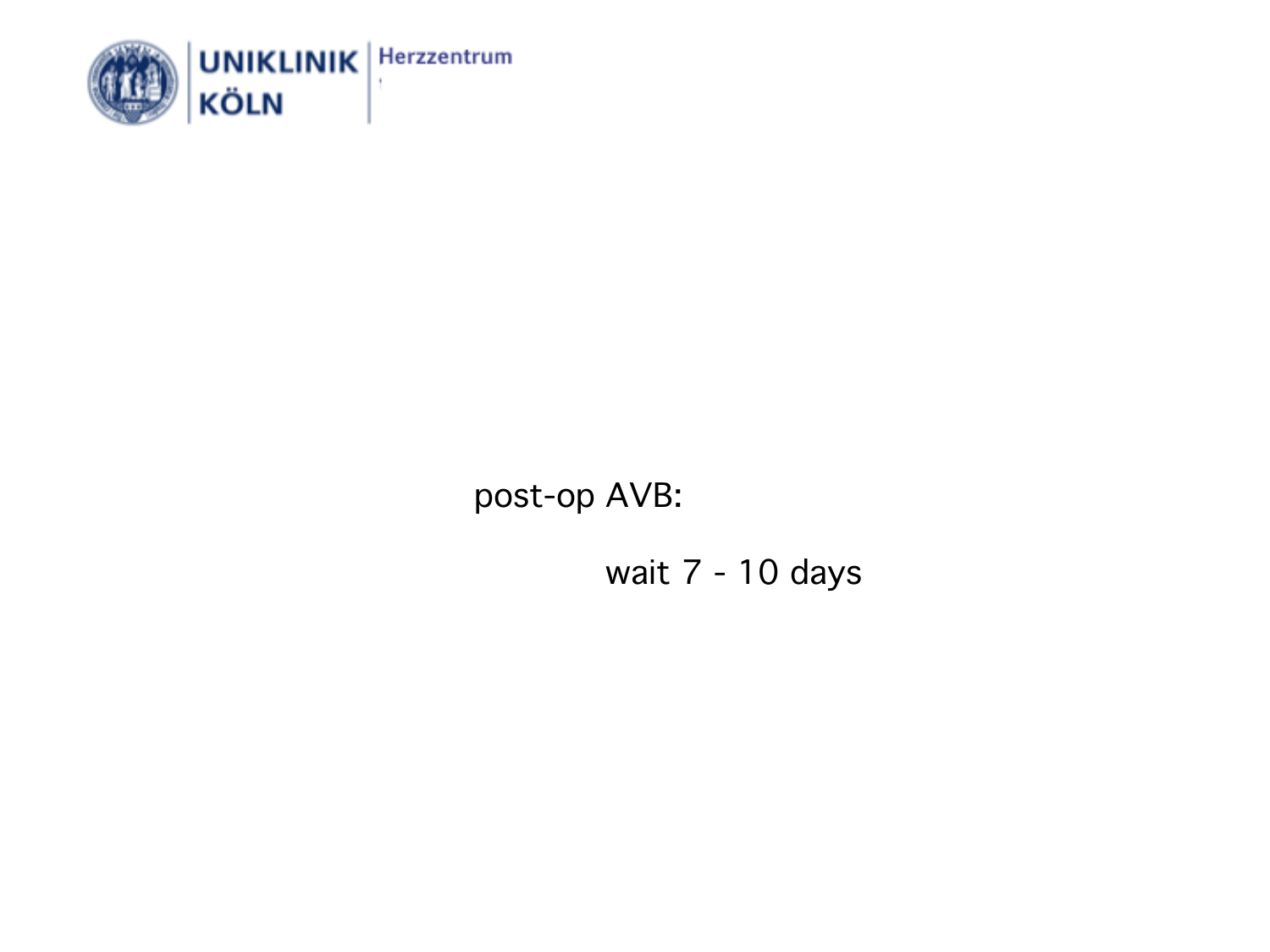post-op AVB:

wait 7 - 10 days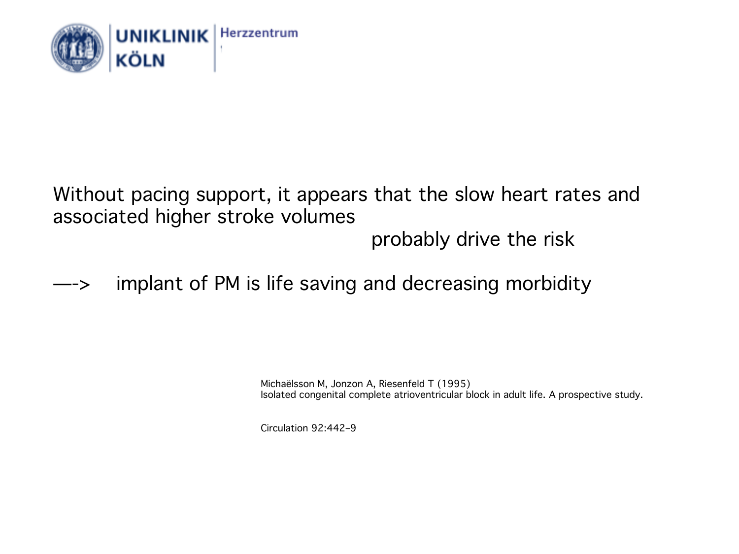Without pacing support, it appears that the slow heart rates and associated higher stroke volumes probably drive the risk

—-> implant of PM is life saving and decreasing morbidity

Michaëlsson M, Jonzon A, Riesenfeld T (1995)
Isolated congenital complete atrioventricular block in adult life. A prospective study.

Circulation 92:442–9